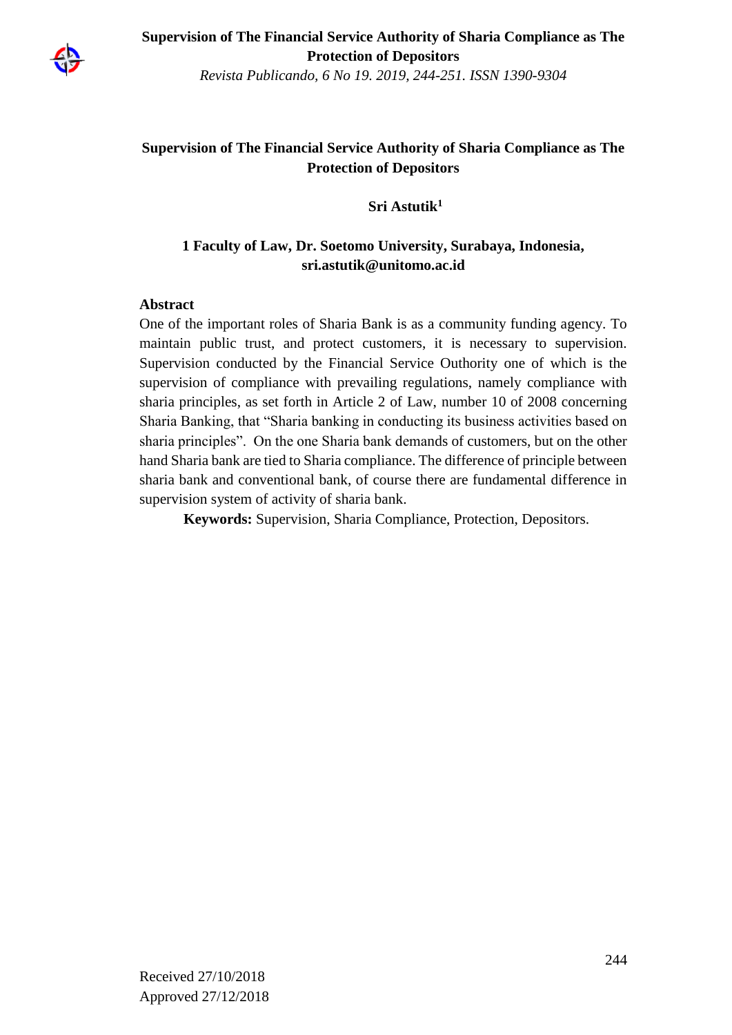# Supervision of The Financial Service Authority of Sharia Compliance as The Protection of Depositors

**Sri Astutik[1]**

**1 Faculty of Law, Dr. Soetomo University, Surabaya, Indonesia, sri.astutik@unitomo.ac.id**

## Abstract

One of the important roles of Sharia Bank is as a community funding agency. To maintain public trust, and protect customers, it is necessary to supervision. Supervision conducted by the Financial Service Outhority one of which is the supervision of compliance with prevailing regulations, namely compliance with sharia principles, as set forth in Article 2 of Law, number 10 of 2008 concerning Sharia Banking, that "Sharia banking in conducting its business activities based on sharia principles". On the one Sharia bank demands of customers, but on the other hand Sharia bank are tied to Sharia compliance. The difference of principle between sharia bank and conventional bank, of course there are fundamental difference in supervision system of activity of sharia bank.

**Keywords:** Supervision, Sharia Compliance, Protection, Depositors.

Received 27/10/2018
Approved 27/12/2018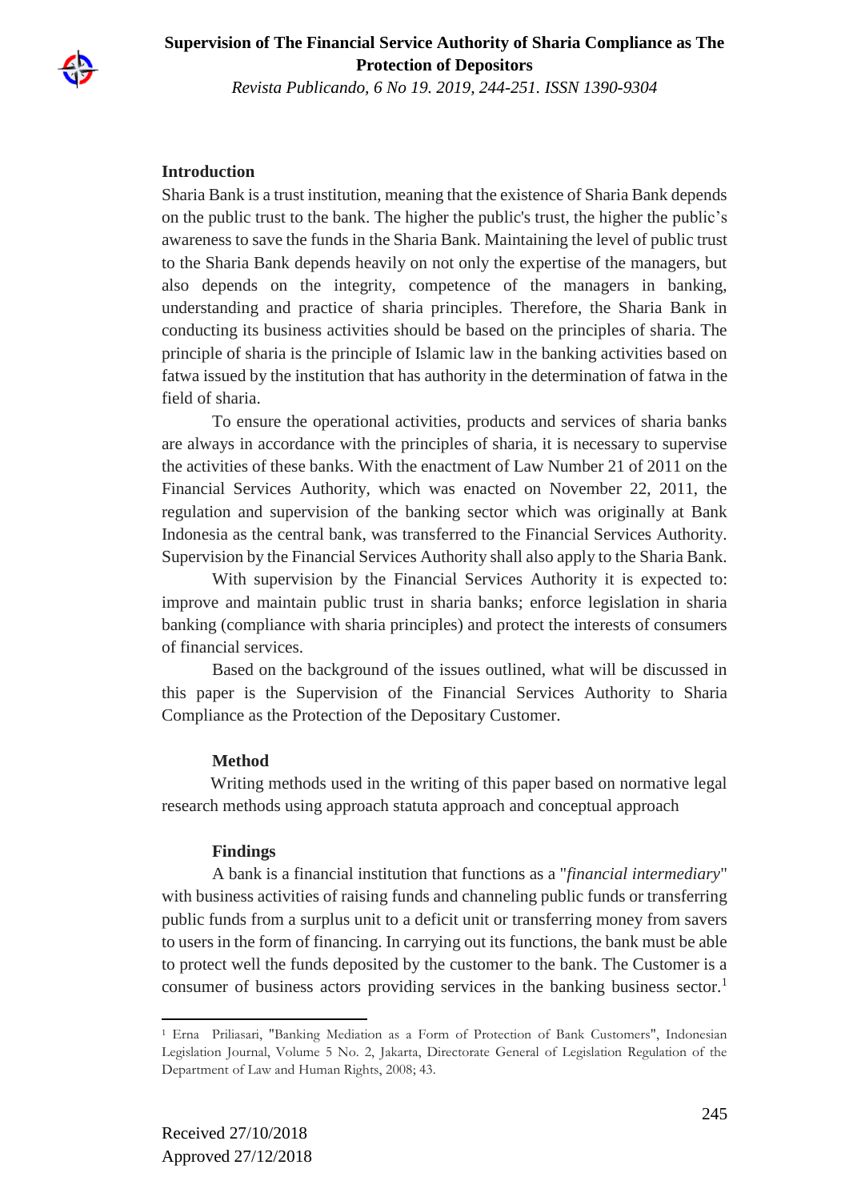## Introduction

Sharia Bank is a trust institution, meaning that the existence of Sharia Bank depends on the public trust to the bank. The higher the public's trust, the higher the public's awareness to save the funds in the Sharia Bank. Maintaining the level of public trust to the Sharia Bank depends heavily on not only the expertise of the managers, but also depends on the integrity, competence of the managers in banking, understanding and practice of sharia principles. Therefore, the Sharia Bank in conducting its business activities should be based on the principles of sharia. The principle of sharia is the principle of Islamic law in the banking activities based on fatwa issued by the institution that has authority in the determination of fatwa in the field of sharia.

To ensure the operational activities, products and services of sharia banks are always in accordance with the principles of sharia, it is necessary to supervise the activities of these banks. With the enactment of Law Number 21 of 2011 on the Financial Services Authority, which was enacted on November 22, 2011, the regulation and supervision of the banking sector which was originally at Bank Indonesia as the central bank, was transferred to the Financial Services Authority. Supervision by the Financial Services Authority shall also apply to the Sharia Bank.

With supervision by the Financial Services Authority it is expected to: improve and maintain public trust in sharia banks; enforce legislation in sharia banking (compliance with sharia principles) and protect the interests of consumers of financial services.

Based on the background of the issues outlined, what will be discussed in this paper is the Supervision of the Financial Services Authority to Sharia Compliance as the Protection of the Depositary Customer.

## Method

Writing methods used in the writing of this paper based on normative legal research methods using approach statuta approach and conceptual approach

## Findings

A bank is a financial institution that functions as a "*financial intermediary*" with business activities of raising funds and channeling public funds or transferring public funds from a surplus unit to a deficit unit or transferring money from savers to users in the form of financing. In carrying out its functions, the bank must be able to protect well the funds deposited by the customer to the bank. The Customer is a consumer of business actors providing services in the banking business sector.[1]

---

[1] Erna Priliasari, "Banking Mediation as a Form of Protection of Bank Customers", Indonesian Legislation Journal, Volume 5 No. 2, Jakarta, Directorate General of Legislation Regulation of the Department of Law and Human Rights, 2008; 43.

Received 27/10/2018
Approved 27/12/2018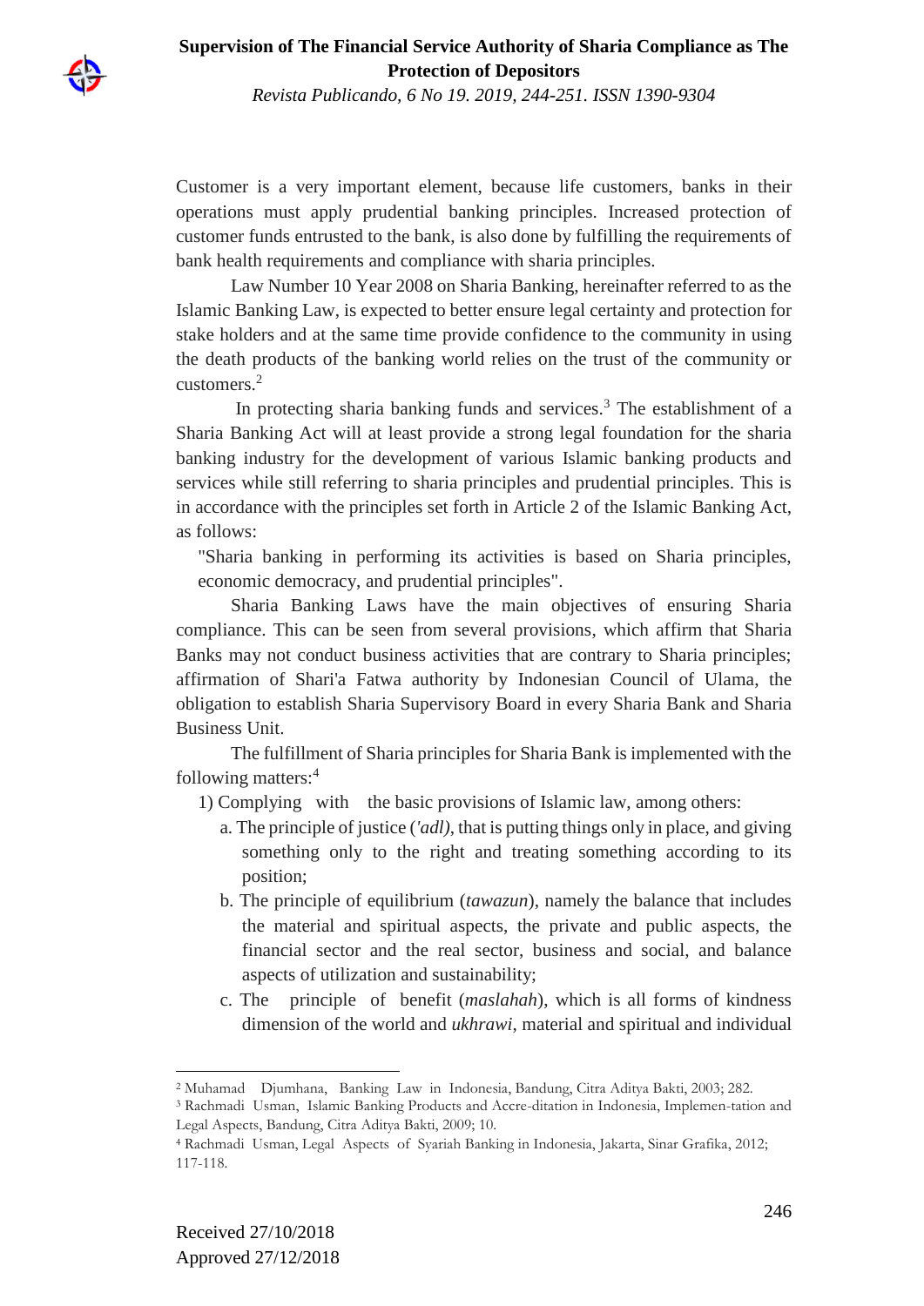Customer is a very important element, because life customers, banks in their operations must apply prudential banking principles. Increased protection of customer funds entrusted to the bank, is also done by fulfilling the requirements of bank health requirements and compliance with sharia principles.

Law Number 10 Year 2008 on Sharia Banking, hereinafter referred to as the Islamic Banking Law, is expected to better ensure legal certainty and protection for stake holders and at the same time provide confidence to the community in using the death products of the banking world relies on the trust of the community or customers.[2]

In protecting sharia banking funds and services.[3] The establishment of a Sharia Banking Act will at least provide a strong legal foundation for the sharia banking industry for the development of various Islamic banking products and services while still referring to sharia principles and prudential principles. This is in accordance with the principles set forth in Article 2 of the Islamic Banking Act, as follows:

"Sharia banking in performing its activities is based on Sharia principles, economic democracy, and prudential principles".

Sharia Banking Laws have the main objectives of ensuring Sharia compliance. This can be seen from several provisions, which affirm that Sharia Banks may not conduct business activities that are contrary to Sharia principles; affirmation of Shari'a Fatwa authority by Indonesian Council of Ulama, the obligation to establish Sharia Supervisory Board in every Sharia Bank and Sharia Business Unit.

The fulfillment of Sharia principles for Sharia Bank is implemented with the following matters:[4]

1) Complying with the basic provisions of Islamic law, among others:
   a. The principle of justice (*'adl)*, that is putting things only in place, and giving something only to the right and treating something according to its position;
   b. The principle of equilibrium (*tawazun*), namely the balance that includes the material and spiritual aspects, the private and public aspects, the financial sector and the real sector, business and social, and balance aspects of utilization and sustainability;
   c. The principle of benefit (*maslahah*), which is all forms of kindness dimension of the world and *ukhrawi*, material and spiritual and individual

---

[2] Muhamad Djumhana, Banking Law in Indonesia, Bandung, Citra Aditya Bakti, 2003; 282.

[3] Rachmadi Usman, Islamic Banking Products and Accre-ditation in Indonesia, Implemen-tation and Legal Aspects, Bandung, Citra Aditya Bakti, 2009; 10.

[4] Rachmadi Usman, Legal Aspects of Syariah Banking in Indonesia, Jakarta, Sinar Grafika, 2012; 117-118.

Received 27/10/2018
Approved 27/12/2018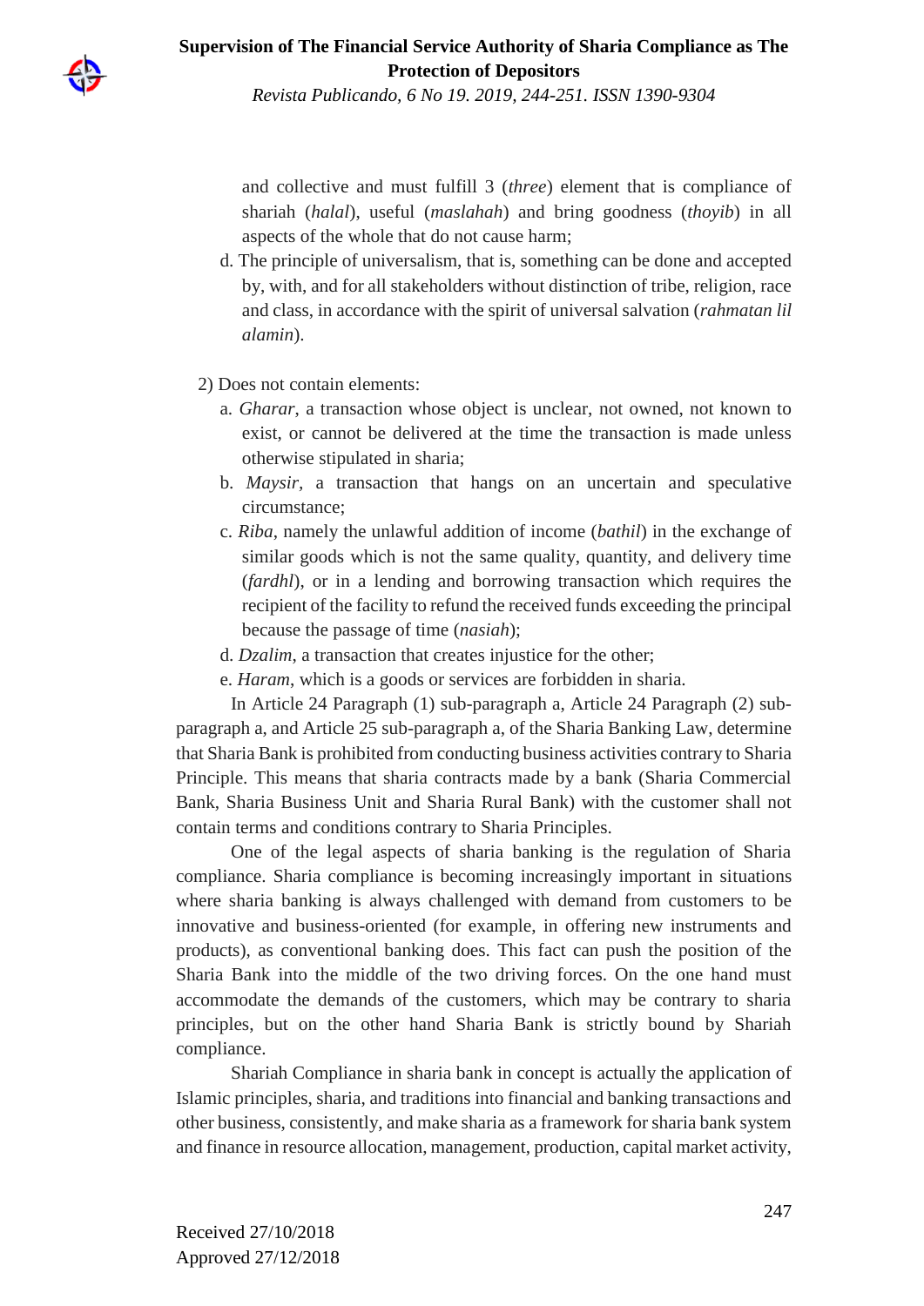and collective and must fulfill 3 (*three*) element that is compliance of shariah (*halal*), useful (*maslahah*) and bring goodness (*thoyib*) in all aspects of the whole that do not cause harm;

d. The principle of universalism, that is, something can be done and accepted by, with, and for all stakeholders without distinction of tribe, religion, race and class, in accordance with the spirit of universal salvation (*rahmatan lil alamin*).

2) Does not contain elements:

a. *Gharar*, a transaction whose object is unclear, not owned, not known to exist, or cannot be delivered at the time the transaction is made unless otherwise stipulated in sharia;
b. *Maysir*, a transaction that hangs on an uncertain and speculative circumstance;
c. *Riba*, namely the unlawful addition of income (*bathil*) in the exchange of similar goods which is not the same quality, quantity, and delivery time (*fardhl*), or in a lending and borrowing transaction which requires the recipient of the facility to refund the received funds exceeding the principal because the passage of time (*nasiah*);
d. *Dzalim*, a transaction that creates injustice for the other;
e. *Haram*, which is a goods or services are forbidden in sharia.

In Article 24 Paragraph (1) sub-paragraph a, Article 24 Paragraph (2) sub-paragraph a, and Article 25 sub-paragraph a, of the Sharia Banking Law, determine that Sharia Bank is prohibited from conducting business activities contrary to Sharia Principle. This means that sharia contracts made by a bank (Sharia Commercial Bank, Sharia Business Unit and Sharia Rural Bank) with the customer shall not contain terms and conditions contrary to Sharia Principles.

One of the legal aspects of sharia banking is the regulation of Sharia compliance. Sharia compliance is becoming increasingly important in situations where sharia banking is always challenged with demand from customers to be innovative and business-oriented (for example, in offering new instruments and products), as conventional banking does. This fact can push the position of the Sharia Bank into the middle of the two driving forces. On the one hand must accommodate the demands of the customers, which may be contrary to sharia principles, but on the other hand Sharia Bank is strictly bound by Shariah compliance.

Shariah Compliance in sharia bank in concept is actually the application of Islamic principles, sharia, and traditions into financial and banking transactions and other business, consistently, and make sharia as a framework for sharia bank system and finance in resource allocation, management, production, capital market activity,

Received 27/10/2018
Approved 27/12/2018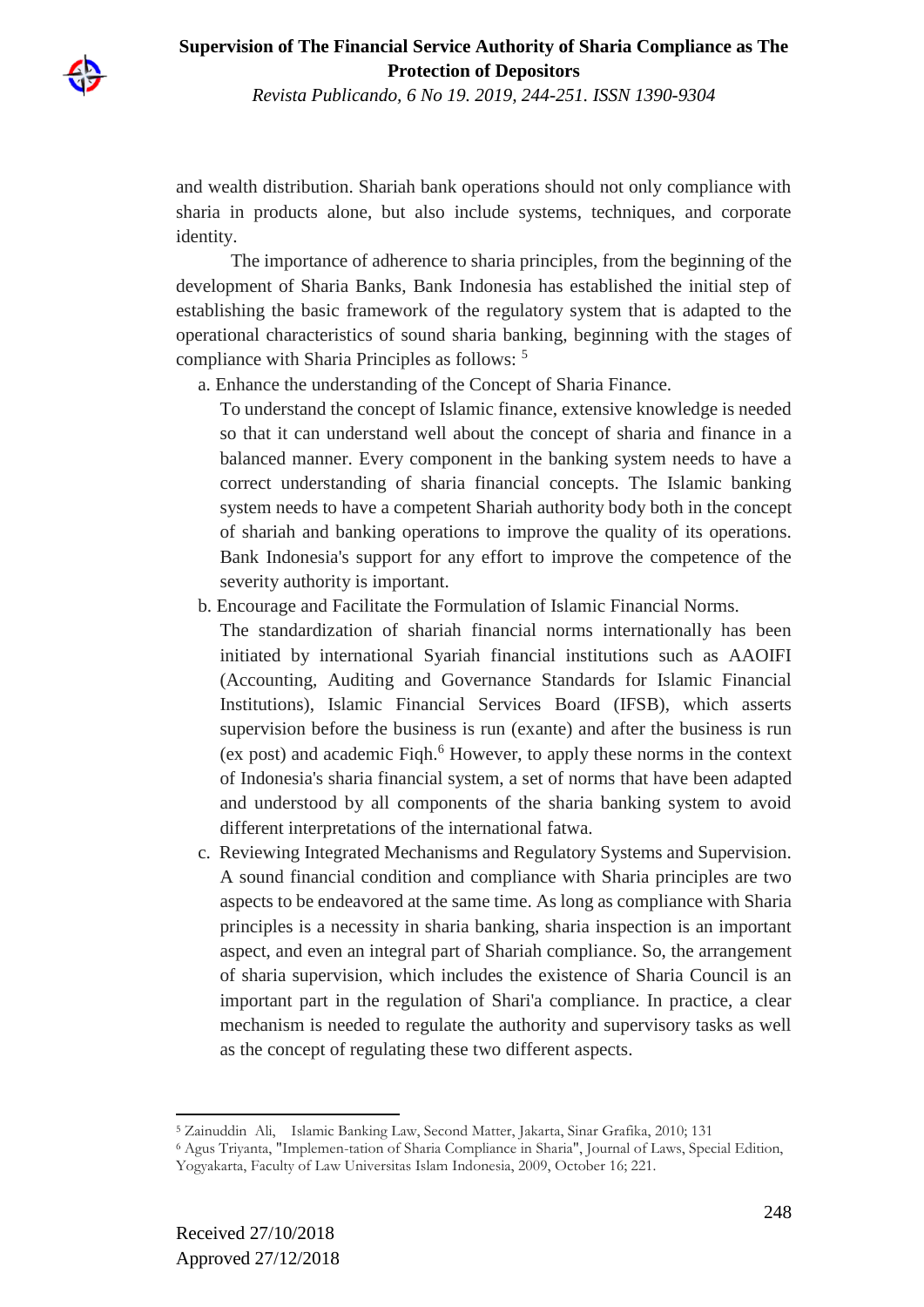and wealth distribution. Shariah bank operations should not only compliance with sharia in products alone, but also include systems, techniques, and corporate identity.

The importance of adherence to sharia principles, from the beginning of the development of Sharia Banks, Bank Indonesia has established the initial step of establishing the basic framework of the regulatory system that is adapted to the operational characteristics of sound sharia banking, beginning with the stages of compliance with Sharia Principles as follows: [5]

a. Enhance the understanding of the Concept of Sharia Finance.
   To understand the concept of Islamic finance, extensive knowledge is needed so that it can understand well about the concept of sharia and finance in a balanced manner. Every component in the banking system needs to have a correct understanding of sharia financial concepts. The Islamic banking system needs to have a competent Shariah authority body both in the concept of shariah and banking operations to improve the quality of its operations. Bank Indonesia's support for any effort to improve the competence of the severity authority is important.

b. Encourage and Facilitate the Formulation of Islamic Financial Norms.
   The standardization of shariah financial norms internationally has been initiated by international Syariah financial institutions such as AAOIFI (Accounting, Auditing and Governance Standards for Islamic Financial Institutions), Islamic Financial Services Board (IFSB), which asserts supervision before the business is run (exante) and after the business is run (ex post) and academic Fiqh.[6] However, to apply these norms in the context of Indonesia's sharia financial system, a set of norms that have been adapted and understood by all components of the sharia banking system to avoid different interpretations of the international fatwa.

c. Reviewing Integrated Mechanisms and Regulatory Systems and Supervision.
   A sound financial condition and compliance with Sharia principles are two aspects to be endeavored at the same time. As long as compliance with Sharia principles is a necessity in sharia banking, sharia inspection is an important aspect, and even an integral part of Shariah compliance. So, the arrangement of sharia supervision, which includes the existence of Sharia Council is an important part in the regulation of Shari'a compliance. In practice, a clear mechanism is needed to regulate the authority and supervisory tasks as well as the concept of regulating these two different aspects.

---

[5] Zainuddin Ali, Islamic Banking Law, Second Matter, Jakarta, Sinar Grafika, 2010; 131

[6] Agus Triyanta, "Implemen-tation of Sharia Compliance in Sharia", Journal of Laws, Special Edition, Yogyakarta, Faculty of Law Universitas Islam Indonesia, 2009, October 16; 221.

Received 27/10/2018
Approved 27/12/2018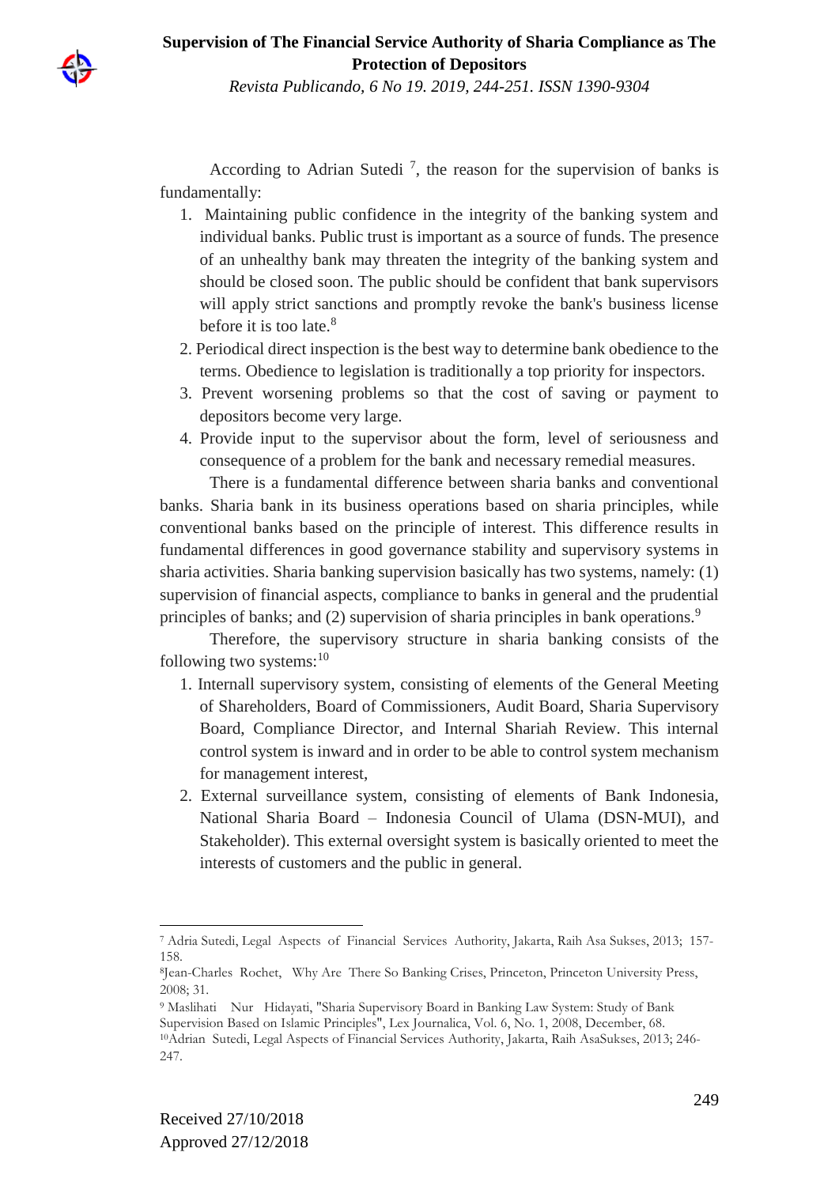According to Adrian Sutedi [7], the reason for the supervision of banks is fundamentally:

1. Maintaining public confidence in the integrity of the banking system and individual banks. Public trust is important as a source of funds. The presence of an unhealthy bank may threaten the integrity of the banking system and should be closed soon. The public should be confident that bank supervisors will apply strict sanctions and promptly revoke the bank's business license before it is too late.[8]
2. Periodical direct inspection is the best way to determine bank obedience to the terms. Obedience to legislation is traditionally a top priority for inspectors.
3. Prevent worsening problems so that the cost of saving or payment to depositors become very large.
4. Provide input to the supervisor about the form, level of seriousness and consequence of a problem for the bank and necessary remedial measures.

There is a fundamental difference between sharia banks and conventional banks. Sharia bank in its business operations based on sharia principles, while conventional banks based on the principle of interest. This difference results in fundamental differences in good governance stability and supervisory systems in sharia activities. Sharia banking supervision basically has two systems, namely: (1) supervision of financial aspects, compliance to banks in general and the prudential principles of banks; and (2) supervision of sharia principles in bank operations.[9]

Therefore, the supervisory structure in sharia banking consists of the following two systems:[10]

1. Internall supervisory system, consisting of elements of the General Meeting of Shareholders, Board of Commissioners, Audit Board, Sharia Supervisory Board, Compliance Director, and Internal Shariah Review. This internal control system is inward and in order to be able to control system mechanism for management interest,
2. External surveillance system, consisting of elements of Bank Indonesia, National Sharia Board – Indonesia Council of Ulama (DSN-MUI), and Stakeholder). This external oversight system is basically oriented to meet the interests of customers and the public in general.

---

[7] Adria Sutedi, Legal Aspects of Financial Services Authority, Jakarta, Raih Asa Sukses, 2013; 157-158.

[8] Jean-Charles Rochet, Why Are There So Banking Crises, Princeton, Princeton University Press, 2008; 31.

[9] Maslihati Nur Hidayati, "Sharia Supervisory Board in Banking Law System: Study of Bank Supervision Based on Islamic Principles", Lex Journalica, Vol. 6, No. 1, 2008, December, 68.

[10] Adrian Sutedi, Legal Aspects of Financial Services Authority, Jakarta, Raih AsaSukses, 2013; 246-247.

Received 27/10/2018
Approved 27/12/2018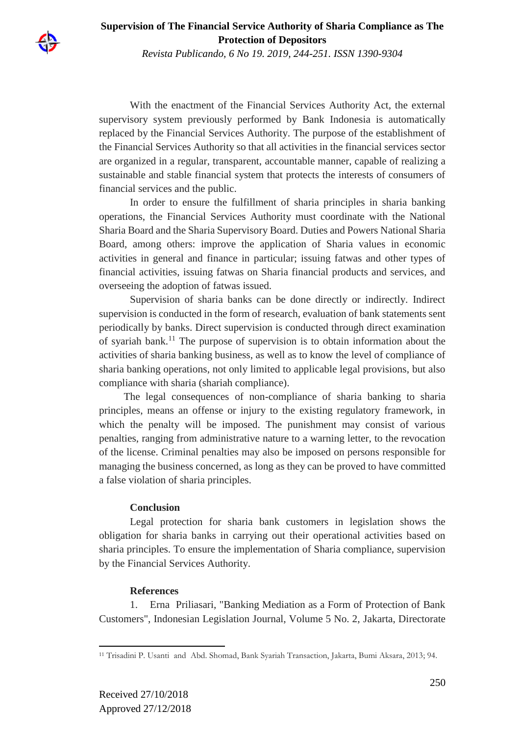With the enactment of the Financial Services Authority Act, the external supervisory system previously performed by Bank Indonesia is automatically replaced by the Financial Services Authority. The purpose of the establishment of the Financial Services Authority so that all activities in the financial services sector are organized in a regular, transparent, accountable manner, capable of realizing a sustainable and stable financial system that protects the interests of consumers of financial services and the public.

In order to ensure the fulfillment of sharia principles in sharia banking operations, the Financial Services Authority must coordinate with the National Sharia Board and the Sharia Supervisory Board. Duties and Powers National Sharia Board, among others: improve the application of Sharia values in economic activities in general and finance in particular; issuing fatwas and other types of financial activities, issuing fatwas on Sharia financial products and services, and overseeing the adoption of fatwas issued.

Supervision of sharia banks can be done directly or indirectly. Indirect supervision is conducted in the form of research, evaluation of bank statements sent periodically by banks. Direct supervision is conducted through direct examination of syariah bank.[11] The purpose of supervision is to obtain information about the activities of sharia banking business, as well as to know the level of compliance of sharia banking operations, not only limited to applicable legal provisions, but also compliance with sharia (shariah compliance).

The legal consequences of non-compliance of sharia banking to sharia principles, means an offense or injury to the existing regulatory framework, in which the penalty will be imposed. The punishment may consist of various penalties, ranging from administrative nature to a warning letter, to the revocation of the license. Criminal penalties may also be imposed on persons responsible for managing the business concerned, as long as they can be proved to have committed a false violation of sharia principles.

## Conclusion

Legal protection for sharia bank customers in legislation shows the obligation for sharia banks in carrying out their operational activities based on sharia principles. To ensure the implementation of Sharia compliance, supervision by the Financial Services Authority.

## References

1. Erna Priliasari, "Banking Mediation as a Form of Protection of Bank Customers", Indonesian Legislation Journal, Volume 5 No. 2, Jakarta, Directorate

---

[11] Trisadini P. Usanti and Abd. Shomad, Bank Syariah Transaction, Jakarta, Bumi Aksara, 2013; 94.

Received 27/10/2018
Approved 27/12/2018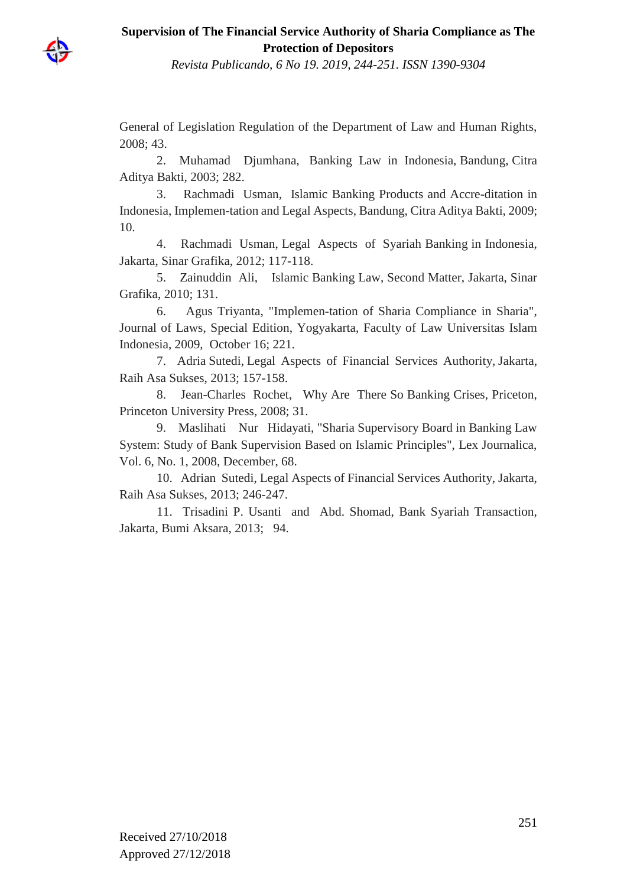General of Legislation Regulation of the Department of Law and Human Rights, 2008; 43.

2. Muhamad Djumhana, Banking Law in Indonesia, Bandung, Citra Aditya Bakti, 2003; 282.

3. Rachmadi Usman, Islamic Banking Products and Accre-ditation in Indonesia, Implemen-tation and Legal Aspects, Bandung, Citra Aditya Bakti, 2009; 10.

4. Rachmadi Usman, Legal Aspects of Syariah Banking in Indonesia, Jakarta, Sinar Grafika, 2012; 117-118.

5. Zainuddin Ali, Islamic Banking Law, Second Matter, Jakarta, Sinar Grafika, 2010; 131.

6. Agus Triyanta, "Implemen-tation of Sharia Compliance in Sharia", Journal of Laws, Special Edition, Yogyakarta, Faculty of Law Universitas Islam Indonesia, 2009, October 16; 221.

7. Adria Sutedi, Legal Aspects of Financial Services Authority, Jakarta, Raih Asa Sukses, 2013; 157-158.

8. Jean-Charles Rochet, Why Are There So Banking Crises, Priceton, Princeton University Press, 2008; 31.

9. Maslihati Nur Hidayati, "Sharia Supervisory Board in Banking Law System: Study of Bank Supervision Based on Islamic Principles", Lex Journalica, Vol. 6, No. 1, 2008, December, 68.

10. Adrian Sutedi, Legal Aspects of Financial Services Authority, Jakarta, Raih Asa Sukses, 2013; 246-247.

11. Trisadini P. Usanti and Abd. Shomad, Bank Syariah Transaction, Jakarta, Bumi Aksara, 2013; 94.

Received 27/10/2018

Approved 27/12/2018